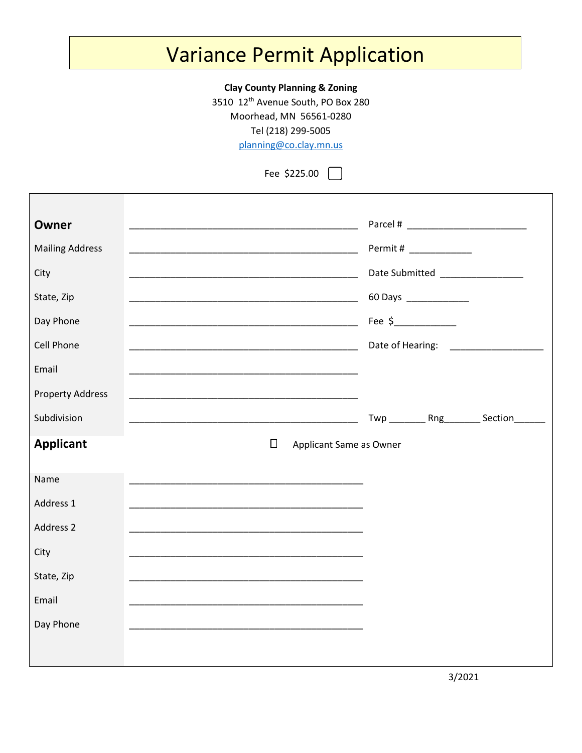# Variance Permit Application

**Clay County Planning & Zoning**
3510 12th Avenue South, PO Box 280
Moorhead, MN 56561-0280
Tel (218) 299-5005
planning@co.clay.mn.us

Fee $225.00 ☐

**Owner** _______________________________________________ Parcel # ________________________

Mailing Address _______________________________________________ Permit # _____________

City _______________________________________________ Date Submitted _________________

State, Zip _______________________________________________ 60 Days _____________

Day Phone _______________________________________________ Fee $_____________

Cell Phone _______________________________________________ Date of Hearing: ___________________

Email _______________________________________________

Property Address _______________________________________________

Subdivision _______________________________________________ Twp _______ Rng_______ Section______

**Applicant** ☐ Applicant Same as Owner

Name _______________________________________________

Address 1 _______________________________________________

Address 2 _______________________________________________

City _______________________________________________

State, Zip _______________________________________________

Email _______________________________________________

Day Phone _______________________________________________

3/2021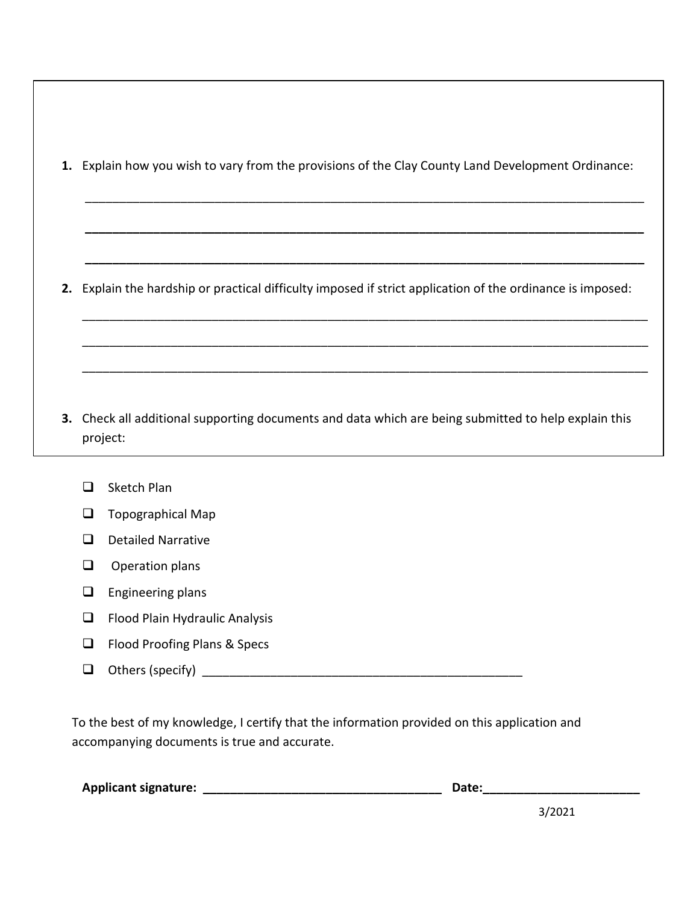**1.** Explain how you wish to vary from the provisions of the Clay County Land Development Ordinance:

___________________________________________________________________________________

___________________________________________________________________________________

___________________________________________________________________________________

**2.** Explain the hardship or practical difficulty imposed if strict application of the ordinance is imposed:

___________________________________________________________________________________

___________________________________________________________________________________

___________________________________________________________________________________

**3.** Check all additional supporting documents and data which are being submitted to help explain this project:

- ☐ Sketch Plan
- ☐ Topographical Map
- ☐ Detailed Narrative
- ☐ Operation plans
- ☐ Engineering plans
- ☐ Flood Plain Hydraulic Analysis
- ☐ Flood Proofing Plans & Specs
- ☐ Others (specify) _________________________________________________

To the best of my knowledge, I certify that the information provided on this application and accompanying documents is true and accurate.

**Applicant signature: ____________________________________ Date:_______________________**

3/2021